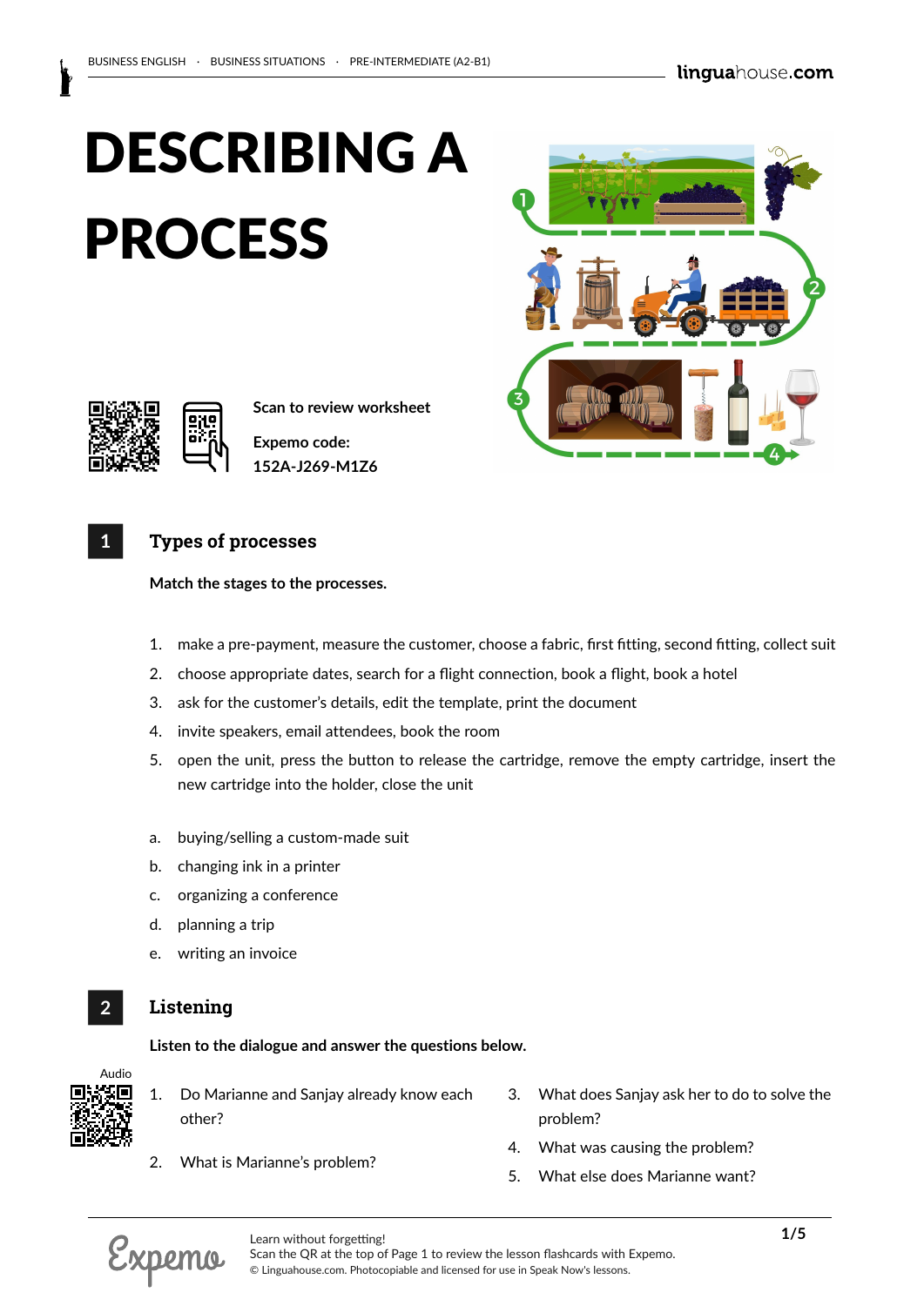# DESCRIBING A PROCESS

Scan to review worksheet

Expemo code:
152A-J269-M1Z6

## 1 Types of processes

**Match the stages to the processes.**

1. make a pre-payment, measure the customer, choose a fabric, first fitting, second fitting, collect suit
2. choose appropriate dates, search for a flight connection, book a flight, book a hotel
3. ask for the customer's details, edit the template, print the document
4. invite speakers, email attendees, book the room
5. open the unit, press the button to release the cartridge, remove the empty cartridge, insert the new cartridge into the holder, close the unit

a. buying/selling a custom-made suit
b. changing ink in a printer
c. organizing a conference
d. planning a trip
e. writing an invoice

## 2 Listening

**Listen to the dialogue and answer the questions below.**

Audio

1. Do Marianne and Sanjay already know each other?
2. What is Marianne's problem?
3. What does Sanjay ask her to do to solve the problem?
4. What was causing the problem?
5. What else does Marianne want?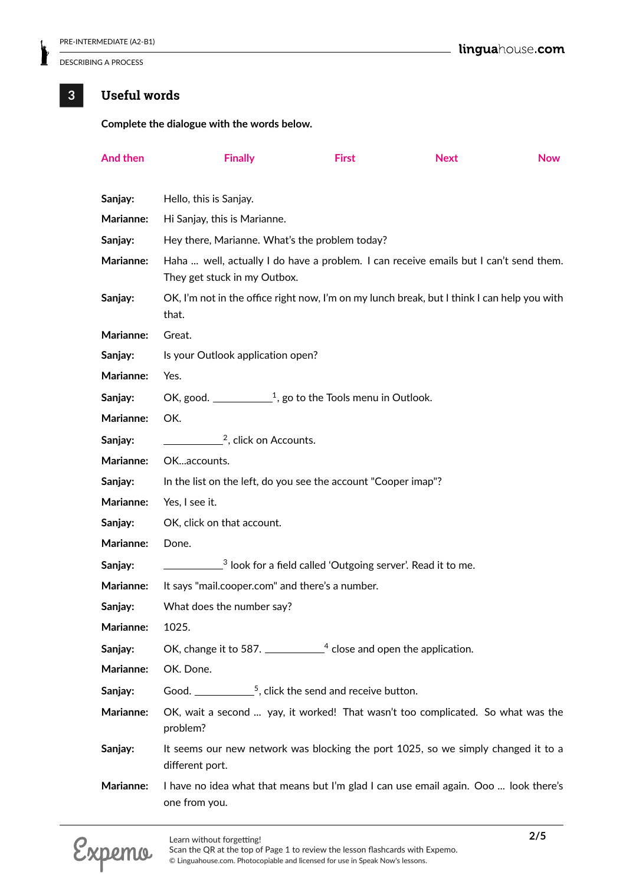## 3 Useful words

**Complete the dialogue with the words below.**

And then Finally First Next Now

**Sanjay:** Hello, this is Sanjay.

**Marianne:** Hi Sanjay, this is Marianne.

**Sanjay:** Hey there, Marianne. What's the problem today?

**Marianne:** Haha ... well, actually I do have a problem. I can receive emails but I can't send them. They get stuck in my Outbox.

**Sanjay:** OK, I'm not in the office right now, I'm on my lunch break, but I think I can help you with that.

**Marianne:** Great.

**Sanjay:** Is your Outlook application open?

**Marianne:** Yes.

**Sanjay:** OK, good. ___________[1], go to the Tools menu in Outlook.

**Marianne:** OK.

**Sanjay:** ___________[2], click on Accounts.

**Marianne:** OK...accounts.

**Sanjay:** In the list on the left, do you see the account "Cooper imap"?

**Marianne:** Yes, I see it.

**Sanjay:** OK, click on that account.

**Marianne:** Done.

**Sanjay:** ___________[3] look for a field called 'Outgoing server'. Read it to me.

**Marianne:** It says "mail.cooper.com" and there's a number.

**Sanjay:** What does the number say?

**Marianne:** 1025.

**Sanjay:** OK, change it to 587. ___________[4] close and open the application.

**Marianne:** OK. Done.

**Sanjay:** Good. ___________[5], click the send and receive button.

**Marianne:** OK, wait a second ... yay, it worked! That wasn't too complicated. So what was the problem?

**Sanjay:** It seems our new network was blocking the port 1025, so we simply changed it to a different port.

**Marianne:** I have no idea what that means but I'm glad I can use email again. Ooo ... look there's one from you.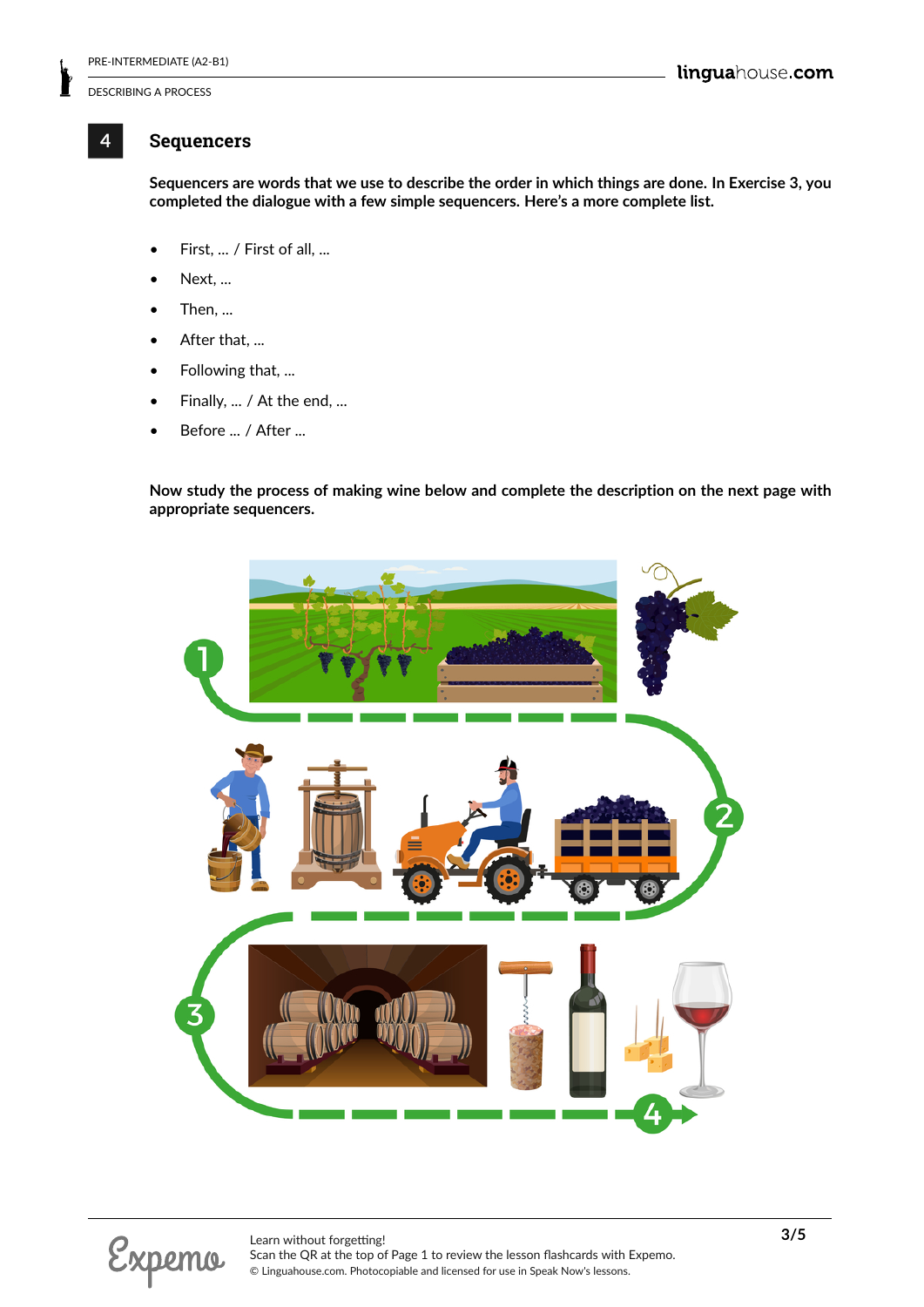## 4 Sequencers

**Sequencers are words that we use to describe the order in which things are done. In Exercise 3, you completed the dialogue with a few simple sequencers. Here's a more complete list.**

- First, ... / First of all, ...
- Next, ...
- Then, ...
- After that, ...
- Following that, ...
- Finally, ... / At the end, ...
- Before ... / After ...

**Now study the process of making wine below and complete the description on the next page with appropriate sequencers.**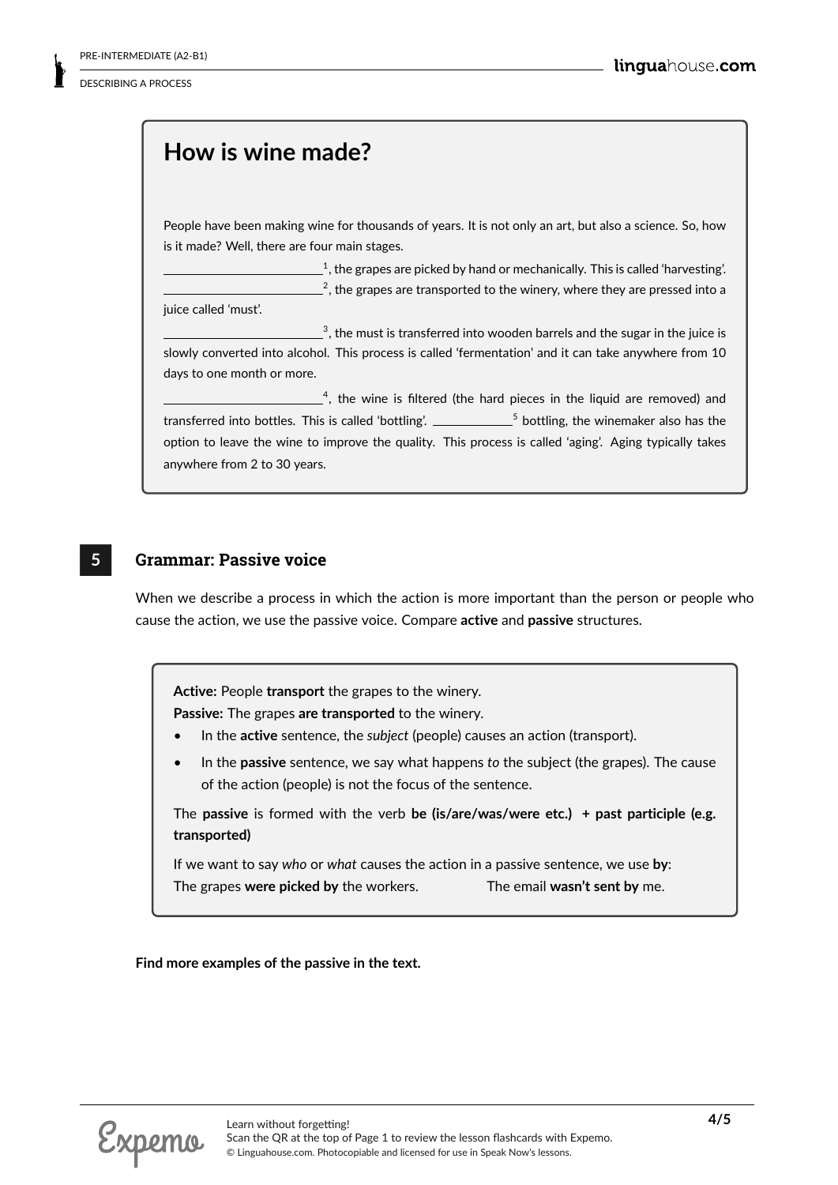## How is wine made?

People have been making wine for thousands of years. It is not only an art, but also a science. So, how is it made? Well, there are four main stages.

________________________[1], the grapes are picked by hand or mechanically. This is called 'harvesting'.
________________________[2], the grapes are transported to the winery, where they are pressed into a juice called 'must'.

________________________[3], the must is transferred into wooden barrels and the sugar in the juice is slowly converted into alcohol. This process is called 'fermentation' and it can take anywhere from 10 days to one month or more.

________________________[4], the wine is filtered (the hard pieces in the liquid are removed) and transferred into bottles. This is called 'bottling'. ____________[5] bottling, the winemaker also has the option to leave the wine to improve the quality. This process is called 'aging'. Aging typically takes anywhere from 2 to 30 years.

## 5 Grammar: Passive voice

When we describe a process in which the action is more important than the person or people who cause the action, we use the passive voice. Compare **active** and **passive** structures.

**Active:** People **transport** the grapes to the winery.
**Passive:** The grapes **are transported** to the winery.

- In the **active** sentence, the *subject* (people) causes an action (transport).
- In the **passive** sentence, we say what happens *to* the subject (the grapes). The cause of the action (people) is not the focus of the sentence.

The **passive** is formed with the verb **be (is/are/was/were etc.) + past participle (e.g. transported)**

If we want to say *who* or *what* causes the action in a passive sentence, we use **by**:
The grapes **were picked by** the workers. The email **wasn't sent by** me.

**Find more examples of the passive in the text.**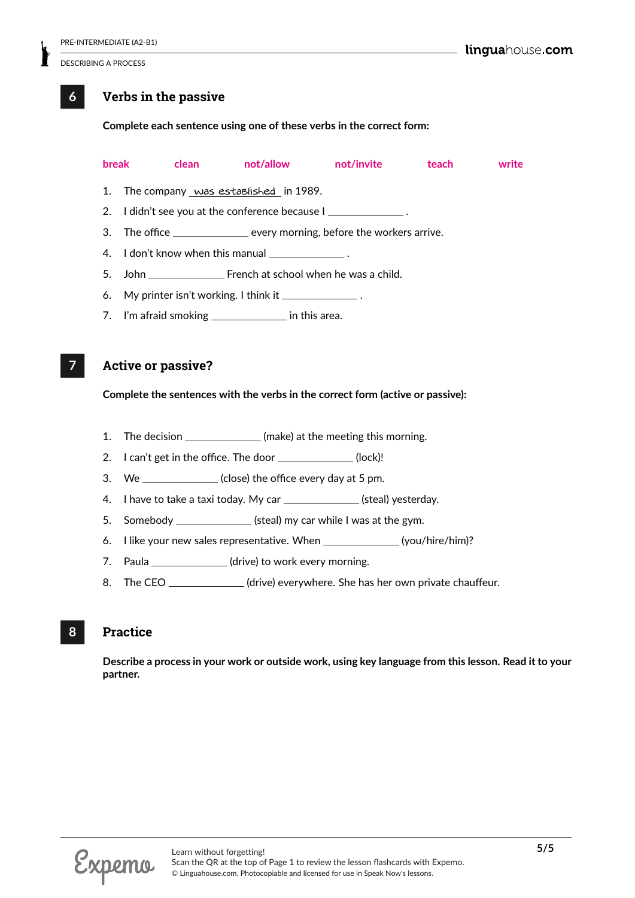## 6 Verbs in the passive

**Complete each sentence using one of these verbs in the correct form:**

break    clean    not/allow    not/invite    teach    write

1. The company _was established_ in 1989.
2. I didn't see you at the conference because I ____________ .
3. The office ____________ every morning, before the workers arrive.
4. I don't know when this manual ____________ .
5. John ____________ French at school when he was a child.
6. My printer isn't working. I think it ____________ .
7. I'm afraid smoking ____________ in this area.

## 7 Active or passive?

**Complete the sentences with the verbs in the correct form (active or passive):**

1. The decision ____________ (make) at the meeting this morning.
2. I can't get in the office. The door ____________ (lock)!
3. We ____________ (close) the office every day at 5 pm.
4. I have to take a taxi today. My car ____________ (steal) yesterday.
5. Somebody ____________ (steal) my car while I was at the gym.
6. I like your new sales representative. When ____________ (you/hire/him)?
7. Paula ____________ (drive) to work every morning.
8. The CEO ____________ (drive) everywhere. She has her own private chauffeur.

## 8 Practice

**Describe a process in your work or outside work, using key language from this lesson. Read it to your partner.**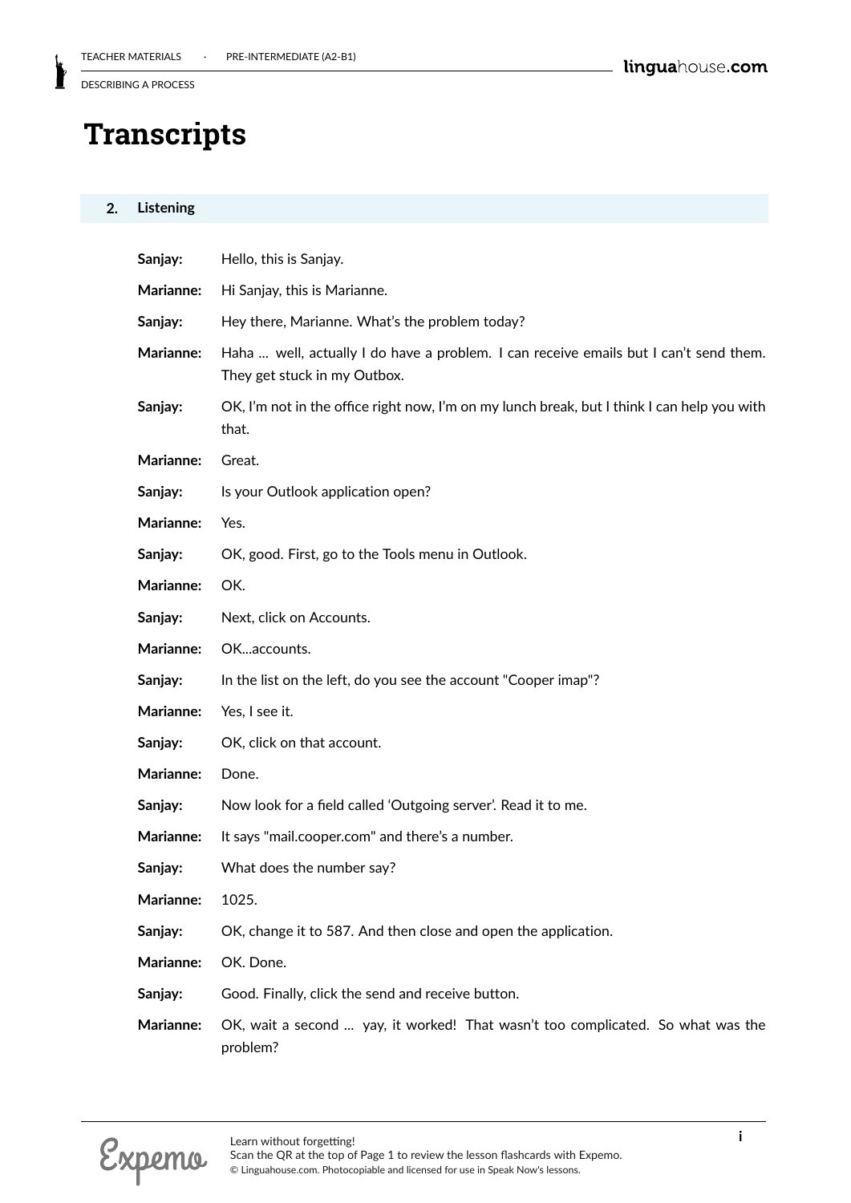# Transcripts

## 2. Listening

**Sanjay:** Hello, this is Sanjay.

**Marianne:** Hi Sanjay, this is Marianne.

**Sanjay:** Hey there, Marianne. What's the problem today?

**Marianne:** Haha ... well, actually I do have a problem. I can receive emails but I can't send them. They get stuck in my Outbox.

**Sanjay:** OK, I'm not in the office right now, I'm on my lunch break, but I think I can help you with that.

**Marianne:** Great.

**Sanjay:** Is your Outlook application open?

**Marianne:** Yes.

**Sanjay:** OK, good. First, go to the Tools menu in Outlook.

**Marianne:** OK.

**Sanjay:** Next, click on Accounts.

**Marianne:** OK...accounts.

**Sanjay:** In the list on the left, do you see the account "Cooper imap"?

**Marianne:** Yes, I see it.

**Sanjay:** OK, click on that account.

**Marianne:** Done.

**Sanjay:** Now look for a field called 'Outgoing server'. Read it to me.

**Marianne:** It says "mail.cooper.com" and there's a number.

**Sanjay:** What does the number say?

**Marianne:** 1025.

**Sanjay:** OK, change it to 587. And then close and open the application.

**Marianne:** OK. Done.

**Sanjay:** Good. Finally, click the send and receive button.

**Marianne:** OK, wait a second ... yay, it worked! That wasn't too complicated. So what was the problem?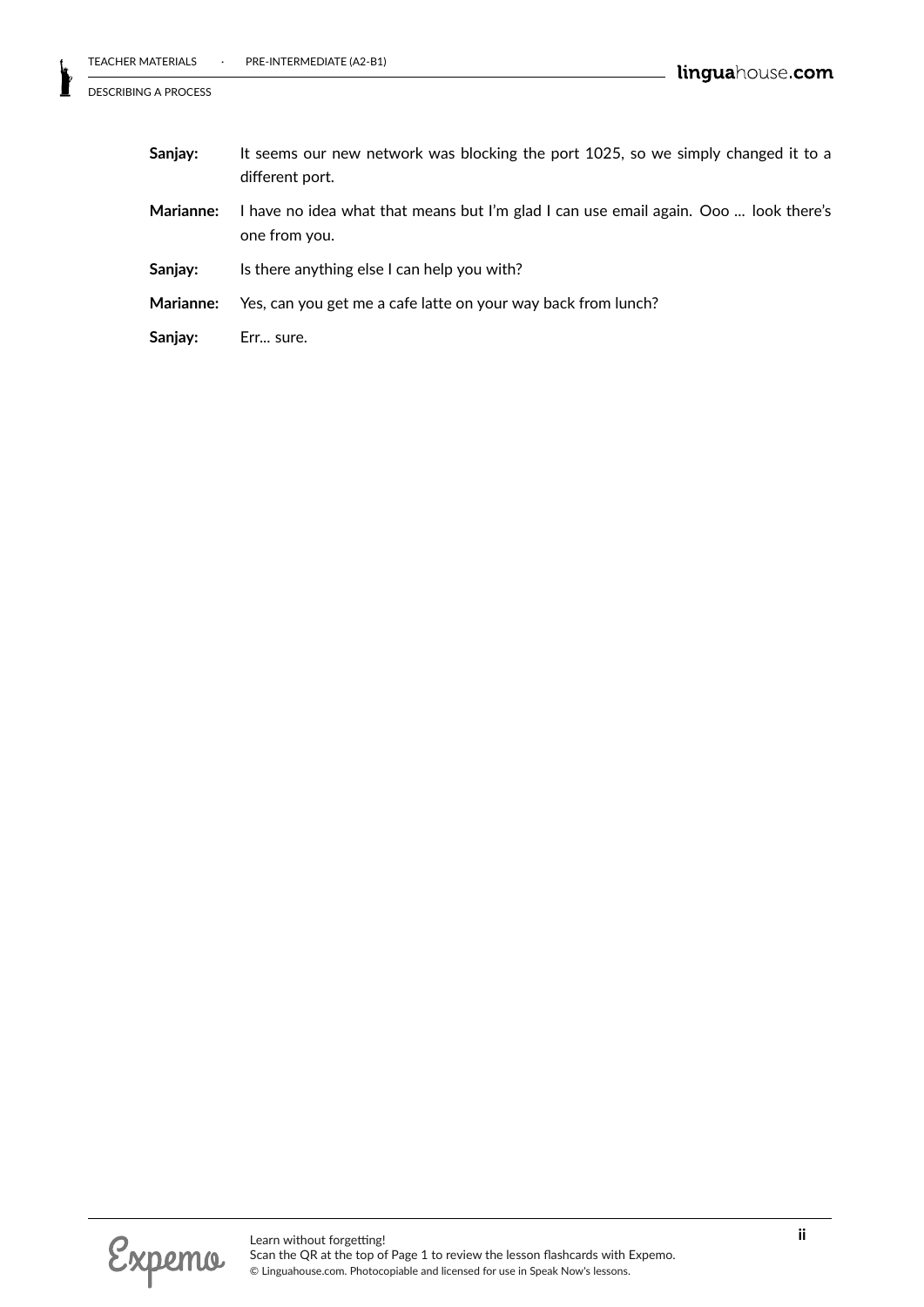**Sanjay:** It seems our new network was blocking the port 1025, so we simply changed it to a different port.

**Marianne:** I have no idea what that means but I'm glad I can use email again. Ooo ... look there's one from you.

**Sanjay:** Is there anything else I can help you with?

**Marianne:** Yes, can you get me a cafe latte on your way back from lunch?

**Sanjay:** Err... sure.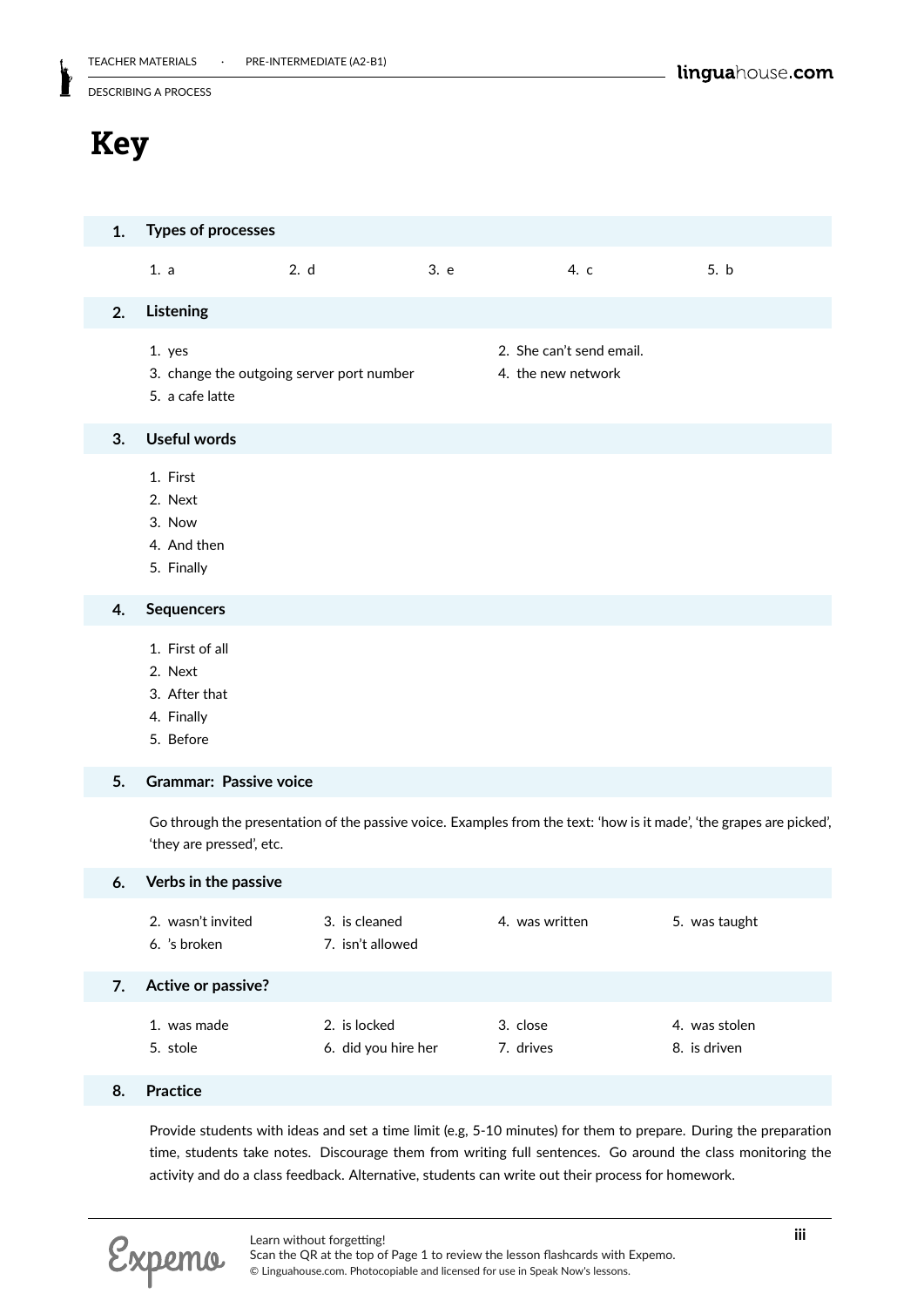# Key

## 1. Types of processes

1. a
2. d
3. e
4. c
5. b

## 2. Listening

1. yes
2. She can't send email.
3. change the outgoing server port number
4. the new network
5. a cafe latte

## 3. Useful words

1. First
2. Next
3. Now
4. And then
5. Finally

## 4. Sequencers

1. First of all
2. Next
3. After that
4. Finally
5. Before

## 5. Grammar: Passive voice

Go through the presentation of the passive voice. Examples from the text: 'how is it made', 'the grapes are picked', 'they are pressed', etc.

## 6. Verbs in the passive

2. wasn't invited
3. is cleaned
4. was written
5. was taught
6. 's broken
7. isn't allowed

## 7. Active or passive?

1. was made
2. is locked
3. close
4. was stolen
5. stole
6. did you hire her
7. drives
8. is driven

## 8. Practice

Provide students with ideas and set a time limit (e.g, 5-10 minutes) for them to prepare. During the preparation time, students take notes. Discourage them from writing full sentences. Go around the class monitoring the activity and do a class feedback. Alternative, students can write out their process for homework.